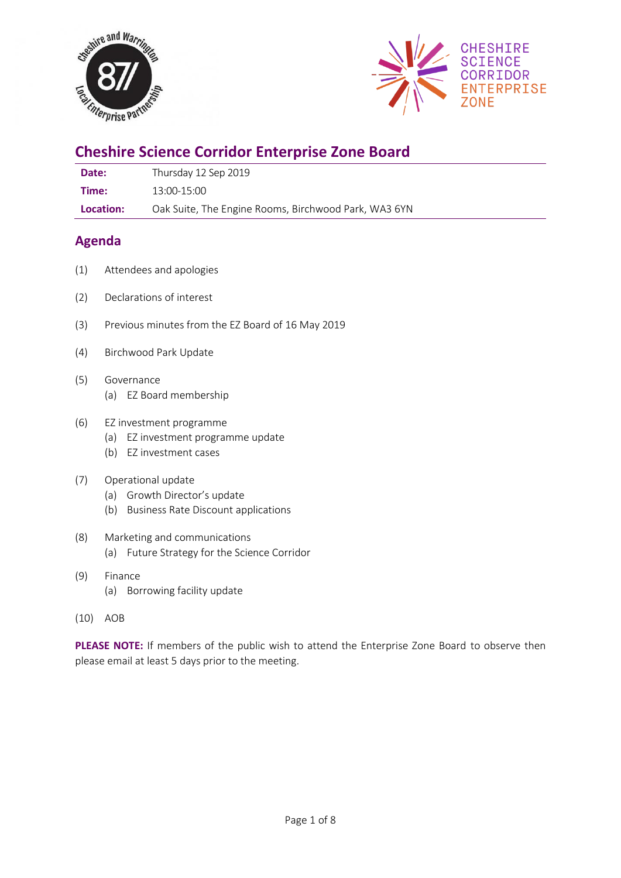# Cheshire Science Corridor Enterprise Zone Board

| | |
|---|---|
| **Date:** | Thursday 12 Sep 2019 |
| **Time:** | 13:00-15:00 |
| **Location:** | Oak Suite, The Engine Rooms, Birchwood Park, WA3 6YN |

## Agenda

(1) Attendees and apologies

(2) Declarations of interest

(3) Previous minutes from the EZ Board of 16 May 2019

(4) Birchwood Park Update

(5) Governance
  (a) EZ Board membership

(6) EZ investment programme
  (a) EZ investment programme update
  (b) EZ investment cases

(7) Operational update
  (a) Growth Director's update
  (b) Business Rate Discount applications

(8) Marketing and communications
  (a) Future Strategy for the Science Corridor

(9) Finance
  (a) Borrowing facility update

(10) AOB

**PLEASE NOTE:** If members of the public wish to attend the Enterprise Zone Board to observe then please email at least 5 days prior to the meeting.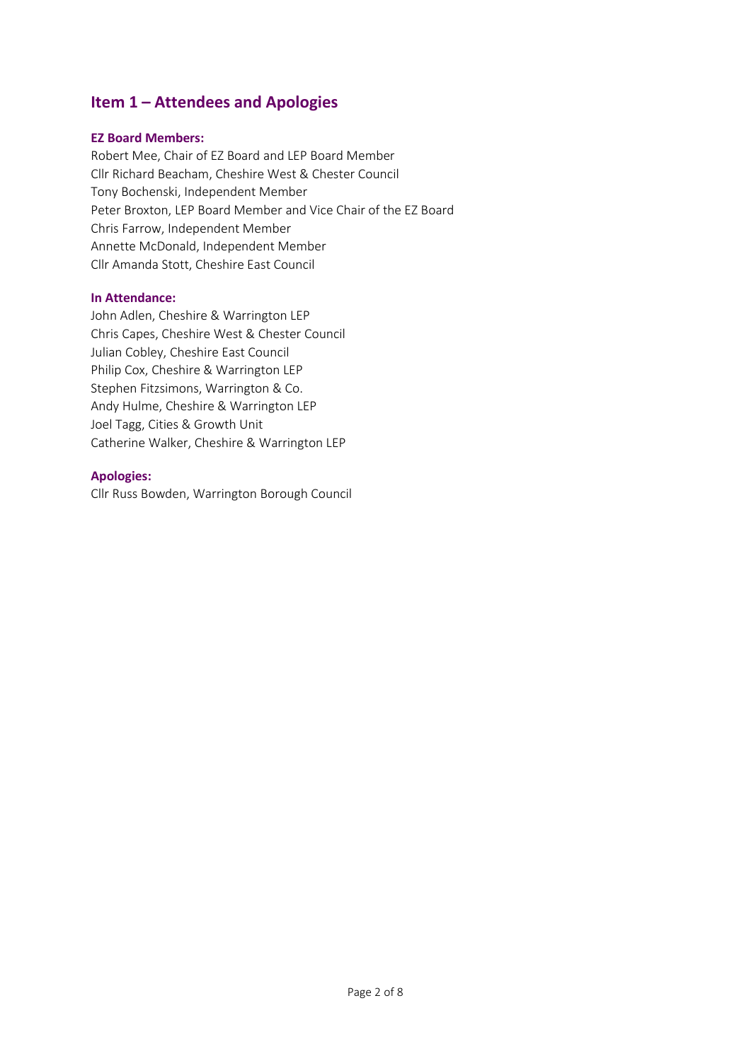## Item 1 – Attendees and Apologies

**EZ Board Members:**

Robert Mee, Chair of EZ Board and LEP Board Member
Cllr Richard Beacham, Cheshire West & Chester Council
Tony Bochenski, Independent Member
Peter Broxton, LEP Board Member and Vice Chair of the EZ Board
Chris Farrow, Independent Member
Annette McDonald, Independent Member
Cllr Amanda Stott, Cheshire East Council

**In Attendance:**

John Adlen, Cheshire & Warrington LEP
Chris Capes, Cheshire West & Chester Council
Julian Cobley, Cheshire East Council
Philip Cox, Cheshire & Warrington LEP
Stephen Fitzsimons, Warrington & Co.
Andy Hulme, Cheshire & Warrington LEP
Joel Tagg, Cities & Growth Unit
Catherine Walker, Cheshire & Warrington LEP

**Apologies:**

Cllr Russ Bowden, Warrington Borough Council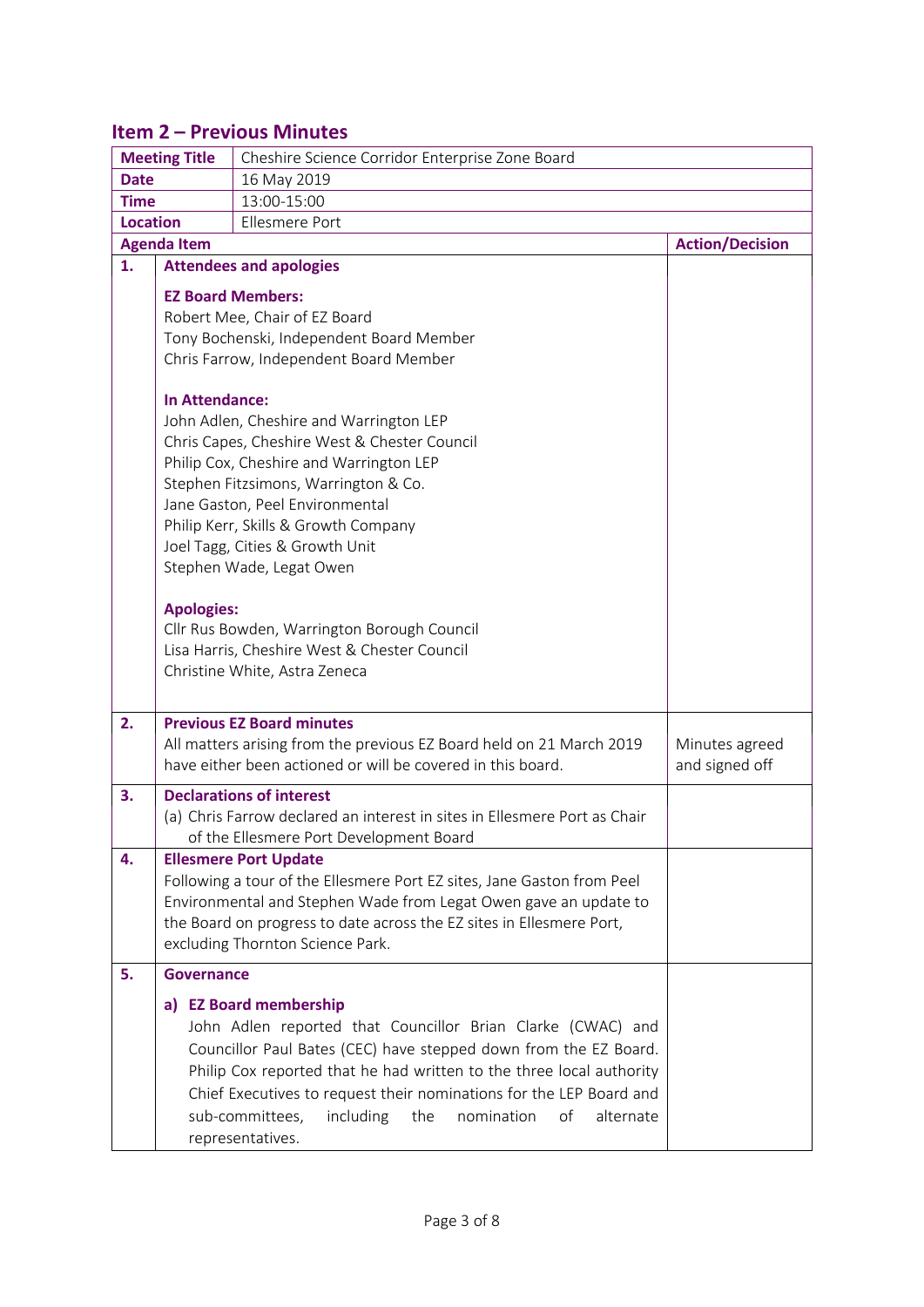## Item 2 – Previous Minutes

| **Meeting Title** | Cheshire Science Corridor Enterprise Zone Board | |
|---|---|---|
| **Date** | 16 May 2019 | |
| **Time** | 13:00-15:00 | |
| **Location** | Ellesmere Port | |
| **Agenda Item** | | **Action/Decision** |
| **1.** | **Attendees and apologies**<br><br>**EZ Board Members:**<br>Robert Mee, Chair of EZ Board<br>Tony Bochenski, Independent Board Member<br>Chris Farrow, Independent Board Member<br><br>**In Attendance:**<br>John Adlen, Cheshire and Warrington LEP<br>Chris Capes, Cheshire West & Chester Council<br>Philip Cox, Cheshire and Warrington LEP<br>Stephen Fitzsimons, Warrington & Co.<br>Jane Gaston, Peel Environmental<br>Philip Kerr, Skills & Growth Company<br>Joel Tagg, Cities & Growth Unit<br>Stephen Wade, Legat Owen<br><br>**Apologies:**<br>Cllr Rus Bowden, Warrington Borough Council<br>Lisa Harris, Cheshire West & Chester Council<br>Christine White, Astra Zeneca | |
| **2.** | **Previous EZ Board minutes**<br>All matters arising from the previous EZ Board held on 21 March 2019 have either been actioned or will be covered in this board. | Minutes agreed and signed off |
| **3.** | **Declarations of interest**<br>(a) Chris Farrow declared an interest in sites in Ellesmere Port as Chair of the Ellesmere Port Development Board | |
| **4.** | **Ellesmere Port Update**<br>Following a tour of the Ellesmere Port EZ sites, Jane Gaston from Peel Environmental and Stephen Wade from Legat Owen gave an update to the Board on progress to date across the EZ sites in Ellesmere Port, excluding Thornton Science Park. | |
| **5.** | **Governance**<br><br>**a) EZ Board membership**<br>John Adlen reported that Councillor Brian Clarke (CWAC) and Councillor Paul Bates (CEC) have stepped down from the EZ Board. Philip Cox reported that he had written to the three local authority Chief Executives to request their nominations for the LEP Board and sub-committees, including the nomination of alternate representatives. | |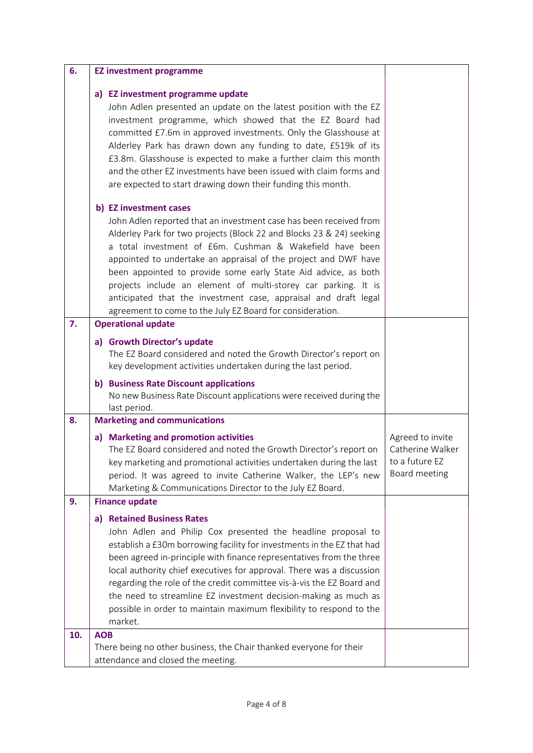| | | |
|---|---|---|
| **6.** | **EZ investment programme**<br><br>**a) EZ investment programme update**<br>John Adlen presented an update on the latest position with the EZ investment programme, which showed that the EZ Board had committed £7.6m in approved investments. Only the Glasshouse at Alderley Park has drawn down any funding to date, £519k of its £3.8m. Glasshouse is expected to make a further claim this month and the other EZ investments have been issued with claim forms and are expected to start drawing down their funding this month.<br><br>**b) EZ investment cases**<br>John Adlen reported that an investment case has been received from Alderley Park for two projects (Block 22 and Blocks 23 & 24) seeking a total investment of £6m. Cushman & Wakefield have been appointed to undertake an appraisal of the project and DWF have been appointed to provide some early State Aid advice, as both projects include an element of multi-storey car parking. It is anticipated that the investment case, appraisal and draft legal agreement to come to the July EZ Board for consideration. | |
| **7.** | **Operational update**<br><br>**a) Growth Director's update**<br>The EZ Board considered and noted the Growth Director's report on key development activities undertaken during the last period.<br><br>**b) Business Rate Discount applications**<br>No new Business Rate Discount applications were received during the last period. | |
| **8.** | **Marketing and communications**<br><br>**a) Marketing and promotion activities**<br>The EZ Board considered and noted the Growth Director's report on key marketing and promotional activities undertaken during the last period. It was agreed to invite Catherine Walker, the LEP's new Marketing & Communications Director to the July EZ Board. | Agreed to invite Catherine Walker to a future EZ Board meeting |
| **9.** | **Finance update**<br><br>**a) Retained Business Rates**<br>John Adlen and Philip Cox presented the headline proposal to establish a £30m borrowing facility for investments in the EZ that had been agreed in-principle with finance representatives from the three local authority chief executives for approval. There was a discussion regarding the role of the credit committee vis-à-vis the EZ Board and the need to streamline EZ investment decision-making as much as possible in order to maintain maximum flexibility to respond to the market. | |
| **10.** | **AOB**<br>There being no other business, the Chair thanked everyone for their attendance and closed the meeting. | |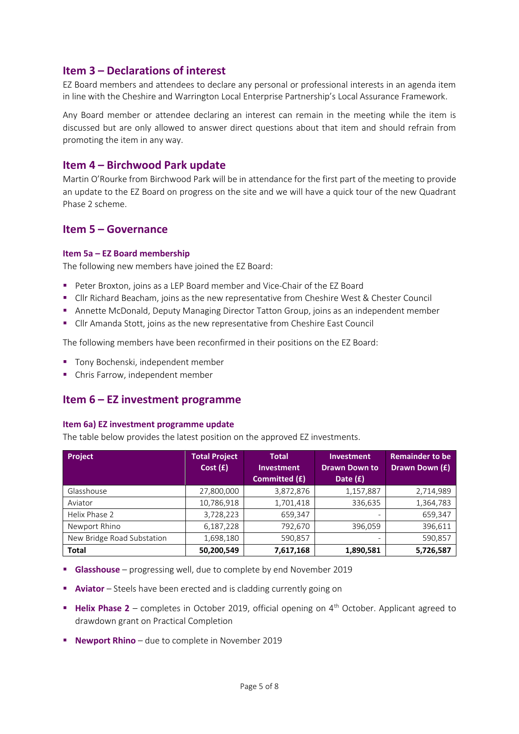## Item 3 – Declarations of interest

EZ Board members and attendees to declare any personal or professional interests in an agenda item in line with the Cheshire and Warrington Local Enterprise Partnership's Local Assurance Framework.

Any Board member or attendee declaring an interest can remain in the meeting while the item is discussed but are only allowed to answer direct questions about that item and should refrain from promoting the item in any way.

## Item 4 – Birchwood Park update

Martin O'Rourke from Birchwood Park will be in attendance for the first part of the meeting to provide an update to the EZ Board on progress on the site and we will have a quick tour of the new Quadrant Phase 2 scheme.

## Item 5 – Governance

### Item 5a – EZ Board membership

The following new members have joined the EZ Board:

- Peter Broxton, joins as a LEP Board member and Vice-Chair of the EZ Board
- Cllr Richard Beacham, joins as the new representative from Cheshire West & Chester Council
- Annette McDonald, Deputy Managing Director Tatton Group, joins as an independent member
- Cllr Amanda Stott, joins as the new representative from Cheshire East Council

The following members have been reconfirmed in their positions on the EZ Board:

- Tony Bochenski, independent member
- Chris Farrow, independent member

## Item 6 – EZ investment programme

### Item 6a) EZ investment programme update

The table below provides the latest position on the approved EZ investments.

| Project | Total Project Cost (£) | Total Investment Committed (£) | Investment Drawn Down to Date (£) | Remainder to be Drawn Down (£) |
|---|---|---|---|---|
| Glasshouse | 27,800,000 | 3,872,876 | 1,157,887 | 2,714,989 |
| Aviator | 10,786,918 | 1,701,418 | 336,635 | 1,364,783 |
| Helix Phase 2 | 3,728,223 | 659,347 | - | 659,347 |
| Newport Rhino | 6,187,228 | 792,670 | 396,059 | 396,611 |
| New Bridge Road Substation | 1,698,180 | 590,857 | - | 590,857 |
| **Total** | **50,200,549** | **7,617,168** | **1,890,581** | **5,726,587** |

- **Glasshouse** – progressing well, due to complete by end November 2019
- **Aviator** – Steels have been erected and is cladding currently going on
- **Helix Phase 2** – completes in October 2019, official opening on 4th October. Applicant agreed to drawdown grant on Practical Completion
- **Newport Rhino** – due to complete in November 2019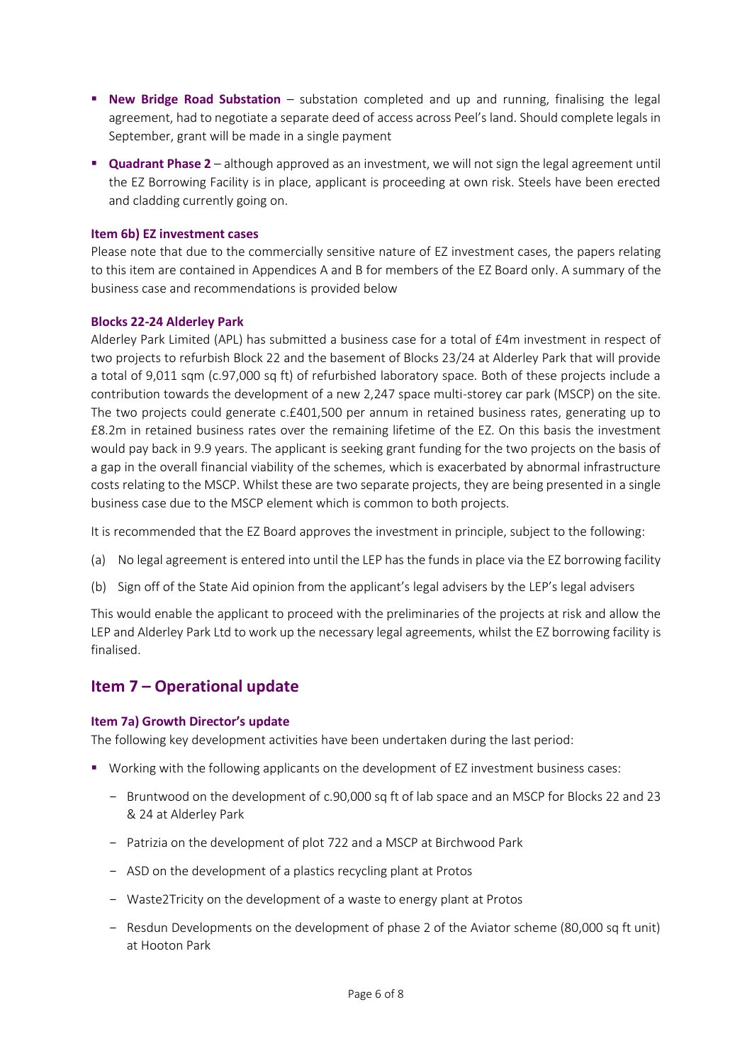- **New Bridge Road Substation** – substation completed and up and running, finalising the legal agreement, had to negotiate a separate deed of access across Peel's land. Should complete legals in September, grant will be made in a single payment
- **Quadrant Phase 2** – although approved as an investment, we will not sign the legal agreement until the EZ Borrowing Facility is in place, applicant is proceeding at own risk. Steels have been erected and cladding currently going on.

### Item 6b) EZ investment cases

Please note that due to the commercially sensitive nature of EZ investment cases, the papers relating to this item are contained in Appendices A and B for members of the EZ Board only. A summary of the business case and recommendations is provided below

### Blocks 22-24 Alderley Park

Alderley Park Limited (APL) has submitted a business case for a total of £4m investment in respect of two projects to refurbish Block 22 and the basement of Blocks 23/24 at Alderley Park that will provide a total of 9,011 sqm (c.97,000 sq ft) of refurbished laboratory space. Both of these projects include a contribution towards the development of a new 2,247 space multi-storey car park (MSCP) on the site. The two projects could generate c.£401,500 per annum in retained business rates, generating up to £8.2m in retained business rates over the remaining lifetime of the EZ. On this basis the investment would pay back in 9.9 years. The applicant is seeking grant funding for the two projects on the basis of a gap in the overall financial viability of the schemes, which is exacerbated by abnormal infrastructure costs relating to the MSCP. Whilst these are two separate projects, they are being presented in a single business case due to the MSCP element which is common to both projects.

It is recommended that the EZ Board approves the investment in principle, subject to the following:

(a) No legal agreement is entered into until the LEP has the funds in place via the EZ borrowing facility

(b) Sign off of the State Aid opinion from the applicant's legal advisers by the LEP's legal advisers

This would enable the applicant to proceed with the preliminaries of the projects at risk and allow the LEP and Alderley Park Ltd to work up the necessary legal agreements, whilst the EZ borrowing facility is finalised.

## Item 7 – Operational update

### Item 7a) Growth Director's update

The following key development activities have been undertaken during the last period:

- Working with the following applicants on the development of EZ investment business cases:
  - Bruntwood on the development of c.90,000 sq ft of lab space and an MSCP for Blocks 22 and 23 & 24 at Alderley Park
  - Patrizia on the development of plot 722 and a MSCP at Birchwood Park
  - ASD on the development of a plastics recycling plant at Protos
  - Waste2Tricity on the development of a waste to energy plant at Protos
  - Resdun Developments on the development of phase 2 of the Aviator scheme (80,000 sq ft unit) at Hooton Park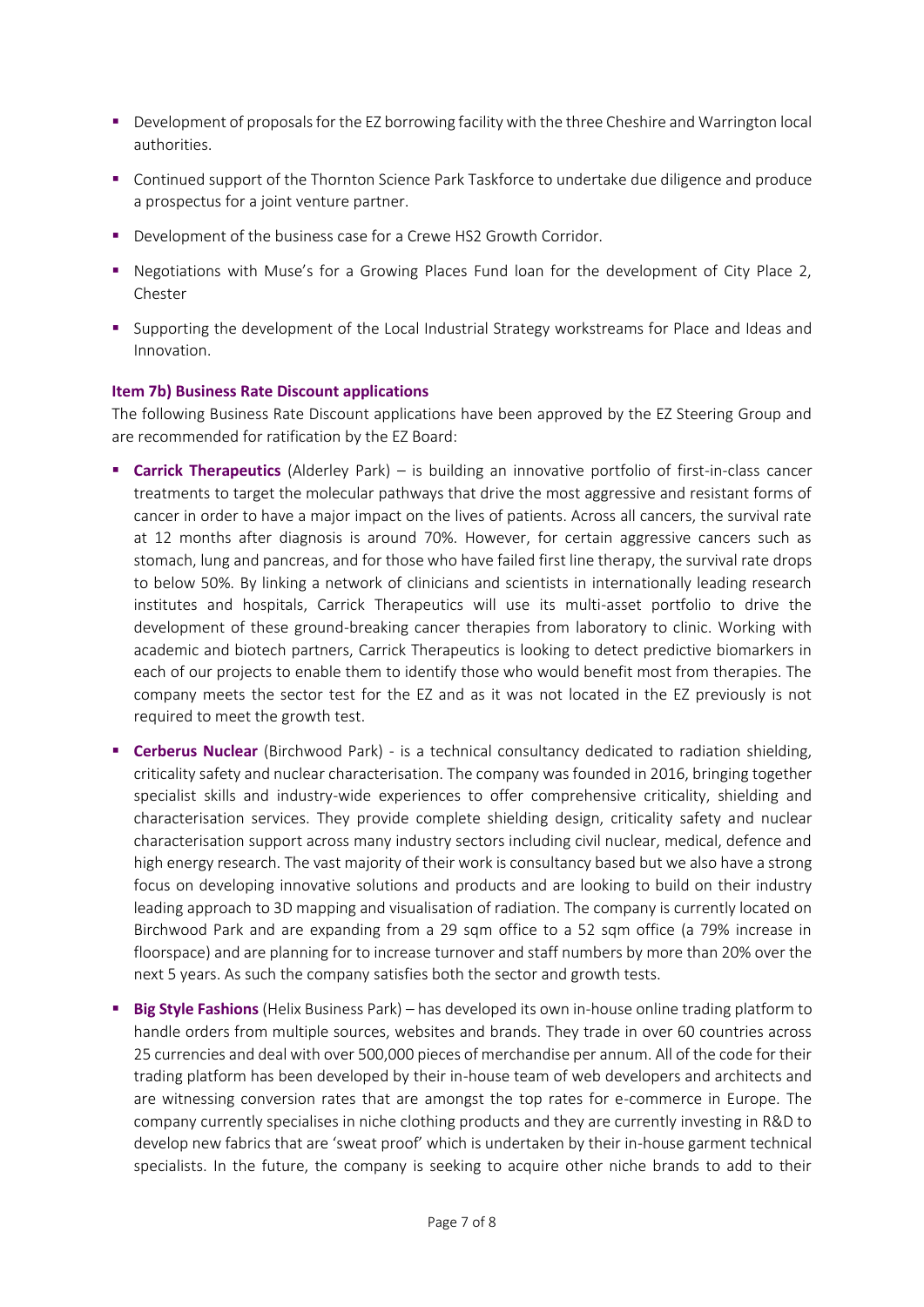- Development of proposals for the EZ borrowing facility with the three Cheshire and Warrington local authorities.
- Continued support of the Thornton Science Park Taskforce to undertake due diligence and produce a prospectus for a joint venture partner.
- Development of the business case for a Crewe HS2 Growth Corridor.
- Negotiations with Muse's for a Growing Places Fund loan for the development of City Place 2, Chester
- Supporting the development of the Local Industrial Strategy workstreams for Place and Ideas and Innovation.

### Item 7b) Business Rate Discount applications

The following Business Rate Discount applications have been approved by the EZ Steering Group and are recommended for ratification by the EZ Board:

- **Carrick Therapeutics** (Alderley Park) – is building an innovative portfolio of first-in-class cancer treatments to target the molecular pathways that drive the most aggressive and resistant forms of cancer in order to have a major impact on the lives of patients. Across all cancers, the survival rate at 12 months after diagnosis is around 70%. However, for certain aggressive cancers such as stomach, lung and pancreas, and for those who have failed first line therapy, the survival rate drops to below 50%. By linking a network of clinicians and scientists in internationally leading research institutes and hospitals, Carrick Therapeutics will use its multi-asset portfolio to drive the development of these ground-breaking cancer therapies from laboratory to clinic. Working with academic and biotech partners, Carrick Therapeutics is looking to detect predictive biomarkers in each of our projects to enable them to identify those who would benefit most from therapies. The company meets the sector test for the EZ and as it was not located in the EZ previously is not required to meet the growth test.
- **Cerberus Nuclear** (Birchwood Park) - is a technical consultancy dedicated to radiation shielding, criticality safety and nuclear characterisation. The company was founded in 2016, bringing together specialist skills and industry-wide experiences to offer comprehensive criticality, shielding and characterisation services. They provide complete shielding design, criticality safety and nuclear characterisation support across many industry sectors including civil nuclear, medical, defence and high energy research. The vast majority of their work is consultancy based but we also have a strong focus on developing innovative solutions and products and are looking to build on their industry leading approach to 3D mapping and visualisation of radiation. The company is currently located on Birchwood Park and are expanding from a 29 sqm office to a 52 sqm office (a 79% increase in floorspace) and are planning for to increase turnover and staff numbers by more than 20% over the next 5 years. As such the company satisfies both the sector and growth tests.
- **Big Style Fashions** (Helix Business Park) – has developed its own in-house online trading platform to handle orders from multiple sources, websites and brands. They trade in over 60 countries across 25 currencies and deal with over 500,000 pieces of merchandise per annum. All of the code for their trading platform has been developed by their in-house team of web developers and architects and are witnessing conversion rates that are amongst the top rates for e-commerce in Europe. The company currently specialises in niche clothing products and they are currently investing in R&D to develop new fabrics that are 'sweat proof' which is undertaken by their in-house garment technical specialists. In the future, the company is seeking to acquire other niche brands to add to their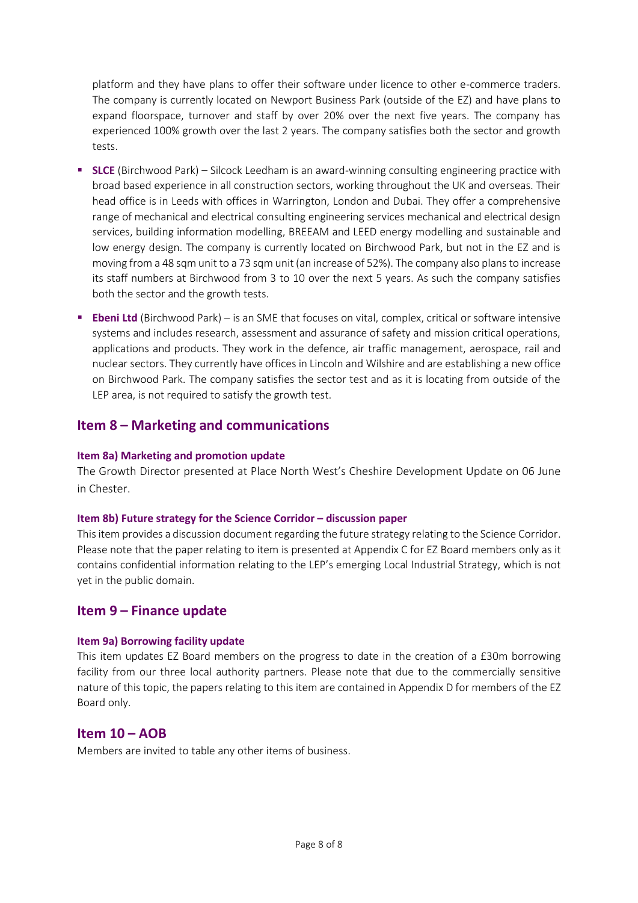platform and they have plans to offer their software under licence to other e-commerce traders. The company is currently located on Newport Business Park (outside of the EZ) and have plans to expand floorspace, turnover and staff by over 20% over the next five years. The company has experienced 100% growth over the last 2 years. The company satisfies both the sector and growth tests.

- **SLCE** (Birchwood Park) – Silcock Leedham is an award-winning consulting engineering practice with broad based experience in all construction sectors, working throughout the UK and overseas. Their head office is in Leeds with offices in Warrington, London and Dubai. They offer a comprehensive range of mechanical and electrical consulting engineering services mechanical and electrical design services, building information modelling, BREEAM and LEED energy modelling and sustainable and low energy design. The company is currently located on Birchwood Park, but not in the EZ and is moving from a 48 sqm unit to a 73 sqm unit (an increase of 52%). The company also plans to increase its staff numbers at Birchwood from 3 to 10 over the next 5 years. As such the company satisfies both the sector and the growth tests.
- **Ebeni Ltd** (Birchwood Park) – is an SME that focuses on vital, complex, critical or software intensive systems and includes research, assessment and assurance of safety and mission critical operations, applications and products. They work in the defence, air traffic management, aerospace, rail and nuclear sectors. They currently have offices in Lincoln and Wilshire and are establishing a new office on Birchwood Park. The company satisfies the sector test and as it is locating from outside of the LEP area, is not required to satisfy the growth test.

## Item 8 – Marketing and communications

### Item 8a) Marketing and promotion update

The Growth Director presented at Place North West's Cheshire Development Update on 06 June in Chester.

### Item 8b) Future strategy for the Science Corridor – discussion paper

This item provides a discussion document regarding the future strategy relating to the Science Corridor. Please note that the paper relating to item is presented at Appendix C for EZ Board members only as it contains confidential information relating to the LEP's emerging Local Industrial Strategy, which is not yet in the public domain.

## Item 9 – Finance update

### Item 9a) Borrowing facility update

This item updates EZ Board members on the progress to date in the creation of a £30m borrowing facility from our three local authority partners. Please note that due to the commercially sensitive nature of this topic, the papers relating to this item are contained in Appendix D for members of the EZ Board only.

## Item 10 – AOB

Members are invited to table any other items of business.